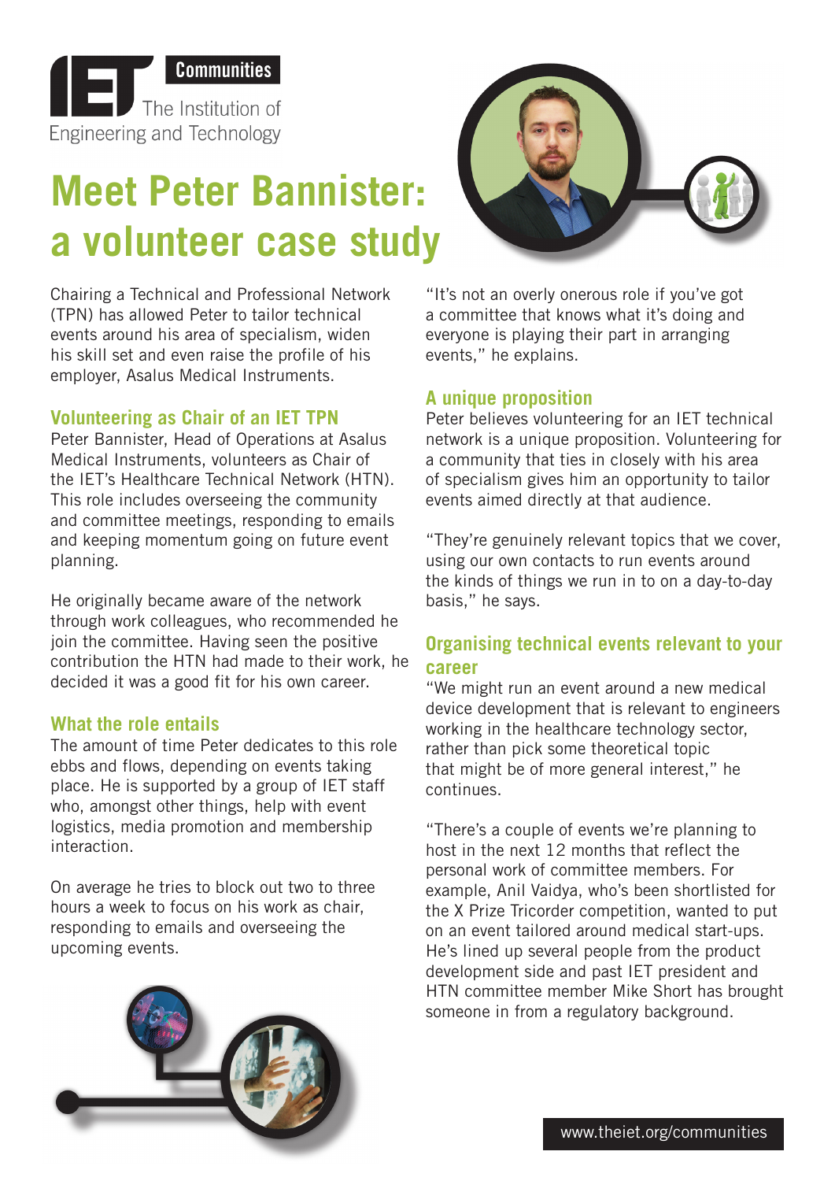Communities

The Institution of Engineering and Technology

# Meet Peter Bannister: a volunteer case study

Chairing a Technical and Professional Network (TPN) has allowed Peter to tailor technical events around his area of specialism, widen his skill set and even raise the profile of his employer, Asalus Medical Instruments.

## Volunteering as Chair of an IET TPN

Peter Bannister, Head of Operations at Asalus Medical Instruments, volunteers as Chair of the IET's Healthcare Technical Network (HTN). This role includes overseeing the community and committee meetings, responding to emails and keeping momentum going on future event planning.

He originally became aware of the network through work colleagues, who recommended he join the committee. Having seen the positive contribution the HTN had made to their work, he decided it was a good fit for his own career.

## What the role entails

The amount of time Peter dedicates to this role ebbs and flows, depending on events taking place. He is supported by a group of IET staff who, amongst other things, help with event logistics, media promotion and membership interaction.

On average he tries to block out two to three hours a week to focus on his work as chair, responding to emails and overseeing the upcoming events.

"It's not an overly onerous role if you've got a committee that knows what it's doing and everyone is playing their part in arranging events," he explains.

## A unique proposition

Peter believes volunteering for an IET technical network is a unique proposition. Volunteering for a community that ties in closely with his area of specialism gives him an opportunity to tailor events aimed directly at that audience.

"They're genuinely relevant topics that we cover, using our own contacts to run events around the kinds of things we run in to on a day-to-day basis," he says.

## Organising technical events relevant to your career

"We might run an event around a new medical device development that is relevant to engineers working in the healthcare technology sector, rather than pick some theoretical topic that might be of more general interest," he continues.

"There's a couple of events we're planning to host in the next 12 months that reflect the personal work of committee members. For example, Anil Vaidya, who's been shortlisted for the X Prize Tricorder competition, wanted to put on an event tailored around medical start-ups. He's lined up several people from the product development side and past IET president and HTN committee member Mike Short has brought someone in from a regulatory background.

www.theiet.org/communities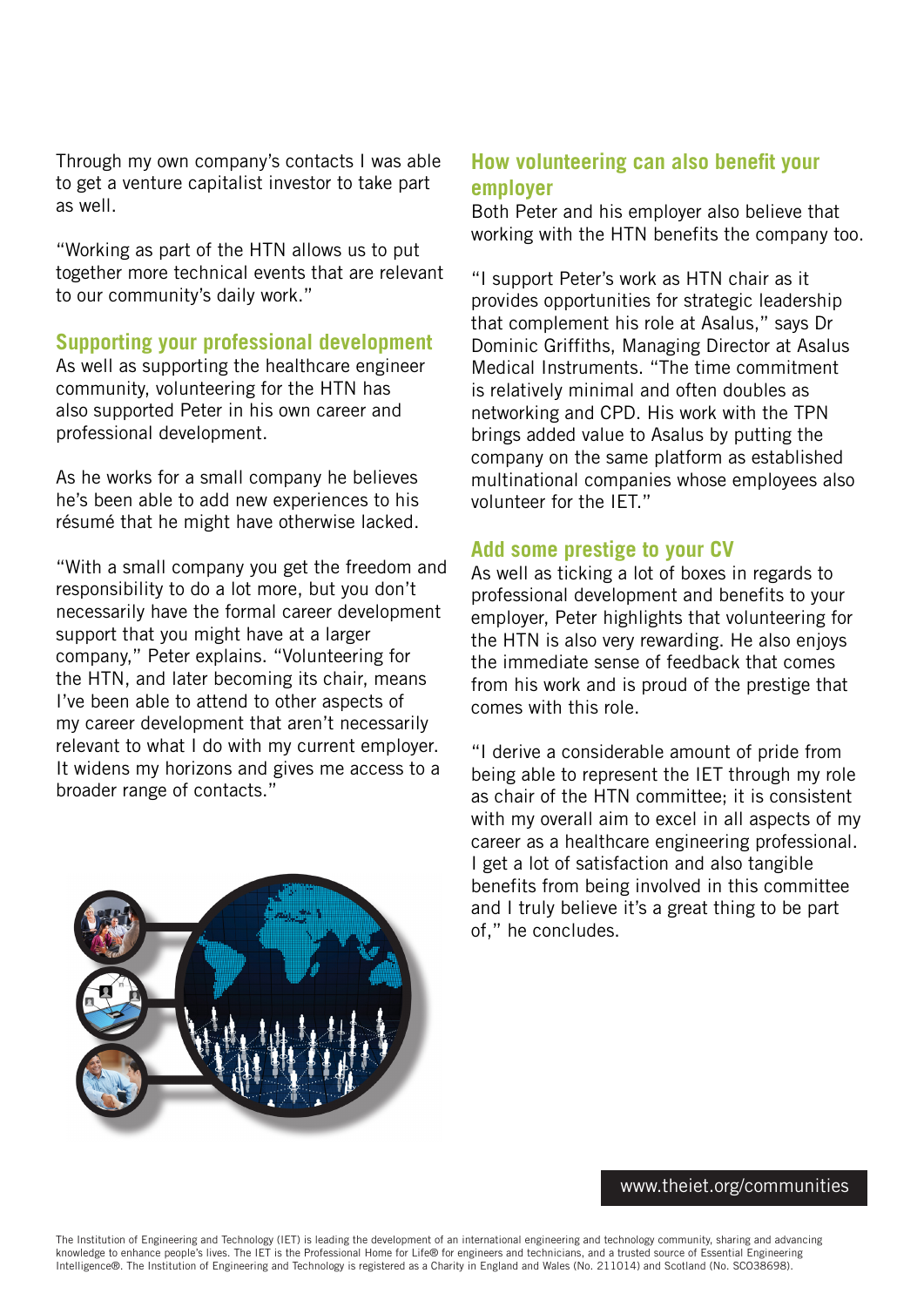Through my own company's contacts I was able to get a venture capitalist investor to take part as well.

"Working as part of the HTN allows us to put together more technical events that are relevant to our community's daily work."

## Supporting your professional development

As well as supporting the healthcare engineer community, volunteering for the HTN has also supported Peter in his own career and professional development.

As he works for a small company he believes he's been able to add new experiences to his résumé that he might have otherwise lacked.

"With a small company you get the freedom and responsibility to do a lot more, but you don't necessarily have the formal career development support that you might have at a larger company," Peter explains. "Volunteering for the HTN, and later becoming its chair, means I've been able to attend to other aspects of my career development that aren't necessarily relevant to what I do with my current employer. It widens my horizons and gives me access to a broader range of contacts."

## How volunteering can also benefit your employer

Both Peter and his employer also believe that working with the HTN benefits the company too.

"I support Peter's work as HTN chair as it provides opportunities for strategic leadership that complement his role at Asalus," says Dr Dominic Griffiths, Managing Director at Asalus Medical Instruments. "The time commitment is relatively minimal and often doubles as networking and CPD. His work with the TPN brings added value to Asalus by putting the company on the same platform as established multinational companies whose employees also volunteer for the IET."

## Add some prestige to your CV

As well as ticking a lot of boxes in regards to professional development and benefits to your employer, Peter highlights that volunteering for the HTN is also very rewarding. He also enjoys the immediate sense of feedback that comes from his work and is proud of the prestige that comes with this role.

"I derive a considerable amount of pride from being able to represent the IET through my role as chair of the HTN committee; it is consistent with my overall aim to excel in all aspects of my career as a healthcare engineering professional. I get a lot of satisfaction and also tangible benefits from being involved in this committee and I truly believe it's a great thing to be part of," he concludes.

www.theiet.org/communities

The Institution of Engineering and Technology (IET) is leading the development of an international engineering and technology community, sharing and advancing knowledge to enhance people's lives. The IET is the Professional Home for Life® for engineers and technicians, and a trusted source of Essential Engineering Intelligence®. The Institution of Engineering and Technology is registered as a Charity in England and Wales (No. 211014) and Scotland (No. SCO38698).